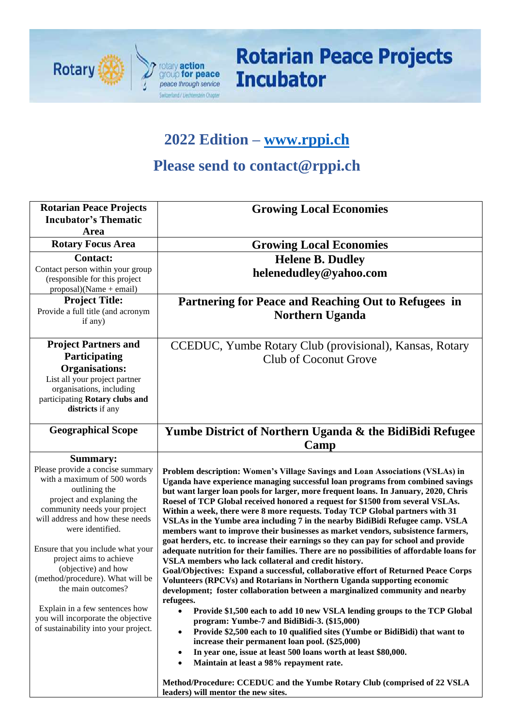# Rotarian Peace Projects Incubator

## 2022 Edition – www.rppi.ch

## Please send to contact@rppi.ch

| **Rotarian Peace Projects Incubator's Thematic Area** | **Growing Local Economies** |
|---|---|
| **Rotary Focus Area** | **Growing Local Economies** |
| **Contact:** Contact person within your group (responsible for this project proposal)(Name + email) | **Helene B. Dudley** **helenedudley@yahoo.com** |
| **Project Title:** Provide a full title (and acronym if any) | **Partnering for Peace and Reaching Out to Refugees in Northern Uganda** |
| **Project Partners and Participating Organisations:** List all your project partner organisations, including participating **Rotary clubs and districts** if any | CCEDUC, Yumbe Rotary Club (provisional), Kansas, Rotary Club of Coconut Grove |
| **Geographical Scope** | **Yumbe District of Northern Uganda & the BidiBidi Refugee Camp** |
| **Summary:** Please provide a concise summary with a maximum of 500 words outlining the project and explaining the community needs your project will address and how these needs were identified. Ensure that you include what your project aims to achieve (objective) and how (method/procedure). What will be the main outcomes? Explain in a few sentences how you will incorporate the objective of sustainability into your project. | **Problem description: Women's Village Savings and Loan Associations (VSLAs) in Uganda have experience managing successful loan programs from combined savings but want larger loan pools for larger, more frequent loans. In January, 2020, Chris Roesel of TCP Global received honored a request for $1500 from several VSLAs. Within a week, there were 8 more requests. Today TCP Global partners with 31 VSLAs in the Yumbe area including 7 in the nearby BidiBidi Refugee camp. VSLA members want to improve their businesses as market vendors, subsistence farmers, goat herders, etc. to increase their earnings so they can pay for school and provide adequate nutrition for their families. There are no possibilities of affordable loans for VSLA members who lack collateral and credit history.** <br> **Goal/Objectives: Expand a successful, collaborative effort of Returned Peace Corps Volunteers (RPCVs) and Rotarians in Northern Uganda supporting economic development; foster collaboration between a marginalized community and nearby refugees.** <br> • **Provide $1,500 each to add 10 new VSLA lending groups to the TCP Global program: Yumbe-7 and BidiBidi-3. ($15,000)** <br> • **Provide $2,500 each to 10 qualified sites (Yumbe or BidiBidi) that want to increase their permanent loan pool. ($25,000)** <br> • **In year one, issue at least 500 loans worth at least $80,000.** <br> • **Maintain at least a 98% repayment rate.** <br><br> **Method/Procedure: CCEDUC and the Yumbe Rotary Club (comprised of 22 VSLA leaders) will mentor the new sites.** |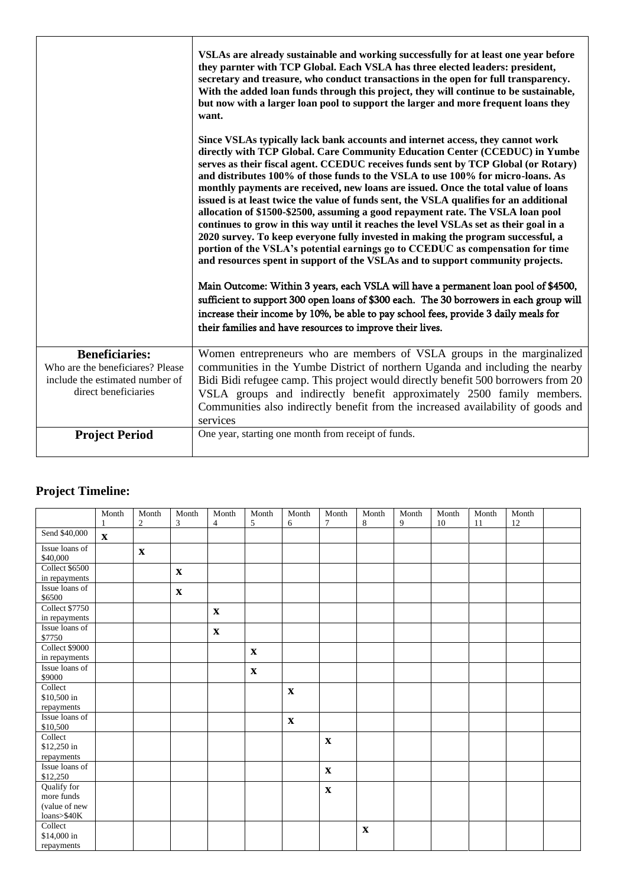| | |
|---|---|
| | **VSLAs are already sustainable and working successfully for at least one year before they parnter with TCP Global. Each VSLA has three elected leaders: president, secretary and treasure, who conduct transactions in the open for full transparency. With the added loan funds through this project, they will continue to be sustainable, but now with a larger loan pool to support the larger and more frequent loans they want.**<br><br>**Since VSLAs typically lack bank accounts and internet access, they cannot work directly with TCP Global. Care Community Education Center (CCEDUC) in Yumbe serves as their fiscal agent. CCEDUC receives funds sent by TCP Global (or Rotary) and distributes 100% of those funds to the VSLA to use 100% for micro-loans. As monthly payments are received, new loans are issued. Once the total value of loans issued is at least twice the value of funds sent, the VSLA qualifies for an additional allocation of \$1500-\$2500, assuming a good repayment rate. The VSLA loan pool continues to grow in this way until it reaches the level VSLAs set as their goal in a 2020 survey. To keep everyone fully invested in making the program successful, a portion of the VSLA's potential earnings go to CCEDUC as compensation for time and resources spent in support of the VSLAs and to support community projects.**<br><br>Main Outcome: Within 3 years, each VSLA will have a permanent loan pool of \$4500, sufficient to support 300 open loans of \$300 each. The 30 borrowers in each group will increase their income by 10%, be able to pay school fees, provide 3 daily meals for their families and have resources to improve their lives. |
| **Beneficiaries:**<br>Who are the beneficiaries? Please include the estimated number of direct beneficiaries | Women entrepreneurs who are members of VSLA groups in the marginalized communities in the Yumbe District of northern Uganda and including the nearby Bidi Bidi refugee camp. This project would directly benefit 500 borrowers from 20 VSLA groups and indirectly benefit approximately 2500 family members. Communities also indirectly benefit from the increased availability of goods and services |
| **Project Period** | One year, starting one month from receipt of funds. |

## Project Timeline:

| | Month 1 | Month 2 | Month 3 | Month 4 | Month 5 | Month 6 | Month 7 | Month 8 | Month 9 | Month 10 | Month 11 | Month 12 | |
|---|---|---|---|---|---|---|---|---|---|---|---|---|---|
| Send \$40,000 | X | | | | | | | | | | | | |
| Issue loans of \$40,000 | | X | | | | | | | | | | | |
| Collect \$6500 in repayments | | | X | | | | | | | | | | |
| Issue loans of \$6500 | | | X | | | | | | | | | | |
| Collect \$7750 in repayments | | | | X | | | | | | | | | |
| Issue loans of \$7750 | | | | X | | | | | | | | | |
| Collect \$9000 in repayments | | | | | X | | | | | | | | |
| Issue loans of \$9000 | | | | | X | | | | | | | | |
| Collect \$10,500 in repayments | | | | | | X | | | | | | | |
| Issue loans of \$10,500 | | | | | | X | | | | | | | |
| Collect \$12,250 in repayments | | | | | | | X | | | | | | |
| Issue loans of \$12,250 | | | | | | | X | | | | | | |
| Qualify for more funds (value of new loans>\$40K | | | | | | | X | | | | | | |
| Collect \$14,000 in repayments | | | | | | | | X | | | | | |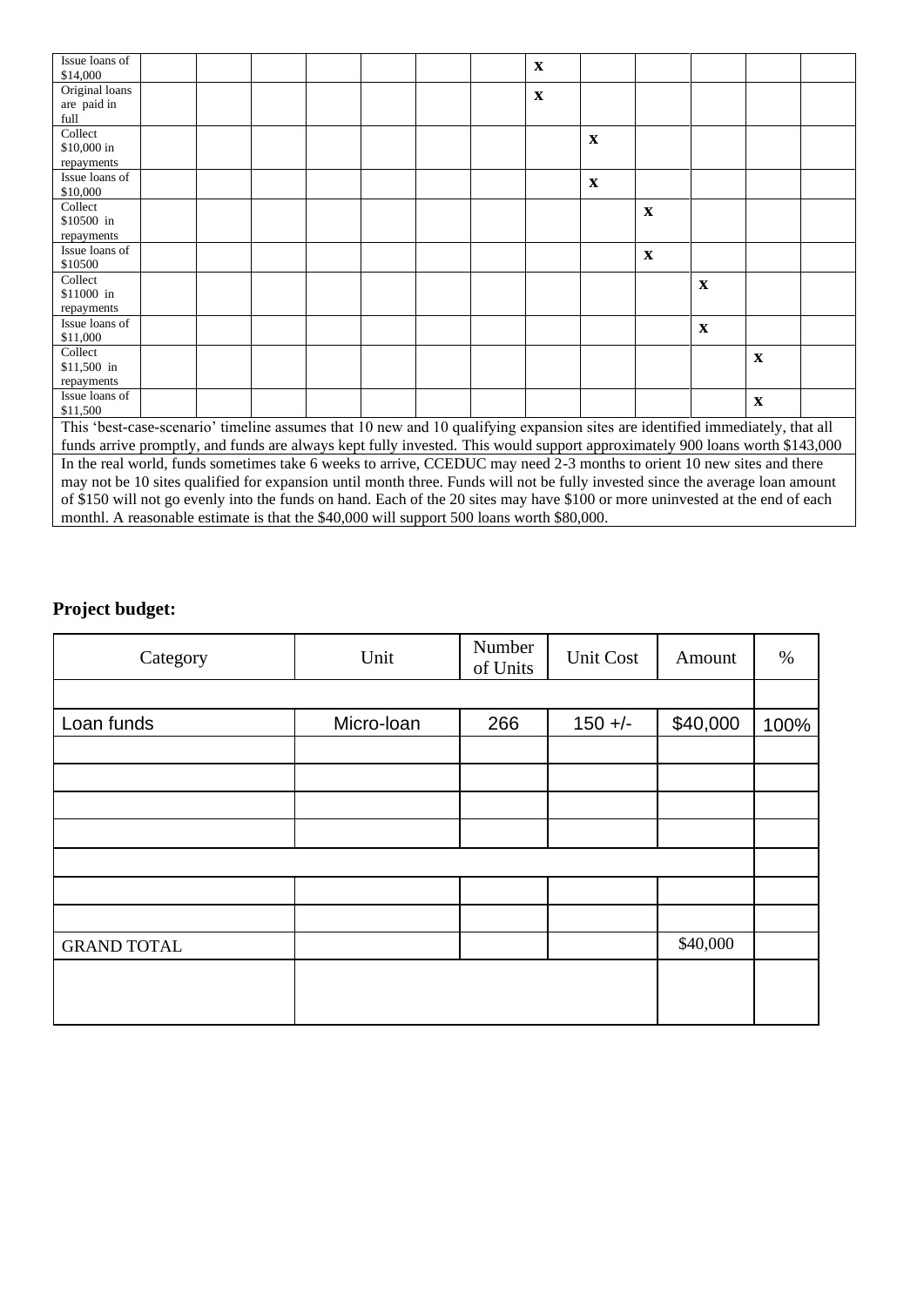| | | | | | | | | | | | | | |
|---|---|---|---|---|---|---|---|---|---|---|---|---|---|
| Issue loans of $14,000 | | | | | | | | **x** | | | | | |
| Original loans are paid in full | | | | | | | | **x** | | | | | |
| Collect $10,000 in repayments | | | | | | | | | **x** | | | | |
| Issue loans of $10,000 | | | | | | | | | **x** | | | | |
| Collect $10500 in repayments | | | | | | | | | | **x** | | | |
| Issue loans of $10500 | | | | | | | | | | **x** | | | |
| Collect $11000 in repayments | | | | | | | | | | | **x** | | |
| Issue loans of $11,000 | | | | | | | | | | | **x** | | |
| Collect $11,500 in repayments | | | | | | | | | | | | **x** | |
| Issue loans of $11,500 | | | | | | | | | | | | **x** | |
| This 'best-case-scenario' timeline assumes that 10 new and 10 qualifying expansion sites are identified immediately, that all funds arrive promptly, and funds are always kept fully invested. This would support approximately 900 loans worth $143,000 | | | | | | | | | | | | | |
| In the real world, funds sometimes take 6 weeks to arrive, CCEDUC may need 2-3 months to orient 10 new sites and there may not be 10 sites qualified for expansion until month three. Funds will not be fully invested since the average loan amount of $150 will not go evenly into the funds on hand. Each of the 20 sites may have $100 or more uninvested at the end of each monthl. A reasonable estimate is that the $40,000 will support 500 loans worth $80,000. | | | | | | | | | | | | | |

**Project budget:**

| Category | Unit | Number of Units | Unit Cost | Amount | % |
|---|---|---|---|---|---|
| | | | | | |
| Loan funds | Micro-loan | 266 | 150 +/- | $40,000 | 100% |
| | | | | | |
| | | | | | |
| | | | | | |
| | | | | | |
| | | | | | |
| | | | | | |
| | | | | | |
| GRAND TOTAL | | | | $40,000 | |
| | | | | | |